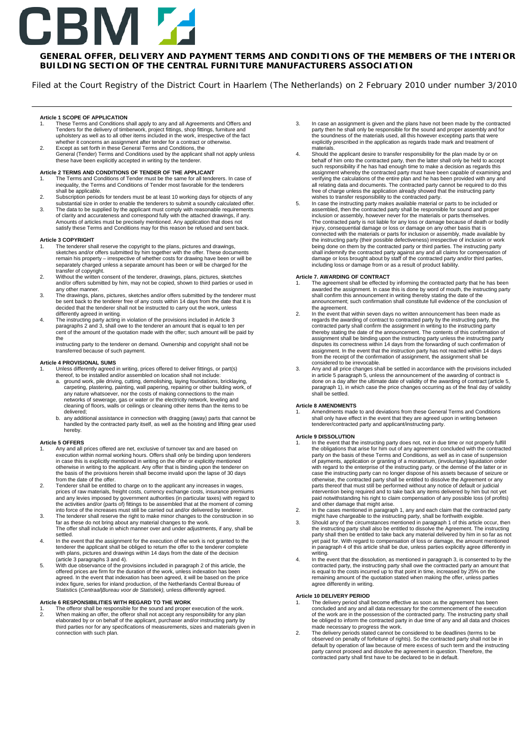# CBM

## GENERAL OFFER, DELIVERY AND PAYMENT TERMS AND CONDITIONS OF THE MEMBERS OF THE INTERIOR BUILDING SECTION OF THE CENTRAL FURNITURE MANUFACTURERS ASSOCIATION

Filed at the Court Registry of the District Court in Haarlem (The Netherlands) on 2 February 2010 under number 3/2010

---

**Article 1 SCOPE OF APPLICATION**

1. These Terms and Conditions shall apply to any and all Agreements and Offers and Tenders for the delivery of timberwork, project fittings, shop fittings, furniture and upholstery as well as to all other items included in the work, irrespective of the fact whether it concerns an assignment after tender for a contract or otherwise.
2. Except as set forth in these General Terms and Conditions, the General (Tender) Terms and Conditions used by the applicant shall not apply unless these have been explicitly accepted in writing by the tenderer.

**Article 2 TERMS AND CONDITIONS OF TENDER OF THE APPLICANT**

1. The Terms and Conditions of Tender must be the same for all tenderers. In case of inequality, the Terms and Conditions of Tender most favorable for the tenderers shall be applicable.
2. Subscription periods for tenders must be at least 10 working days for objects of any substantial size in order to enable the tenderers to submit a soundly calculated offer.
3. The data to be supplied by the applicant must comply with reasonable requirements of clarity and accurateness and correspond fully with the attached drawings, if any. Amounts of articles must be precisely mentioned. Any application that does not satisfy these Terms and Conditions may for this reason be refused and sent back.

**Article 3 COPYRIGHT**

1. The tenderer shall reserve the copyright to the plans, pictures and drawings, sketches and/or offers submitted by him together with the offer. These documents remain his property – irrespective of whether costs for drawing have been or will be separately charged unless a separate amount has been or will be charged for the transfer of copyright.
2. Without the written consent of the tenderer, drawings, plans, pictures, sketches and/or offers submitted by him, may not be copied, shown to third parties or used in any other manner.
3. The drawings, plans, pictures, sketches and/or offers submitted by the tenderer must be sent back to the tenderer free of any costs within 14 days from the date that it is decided that the tenderer shall not be instructed to carry out the work, unless differently agreed in writing.
4. The instructing party acting in violation of the provisions included in Article 3 paragraphs 2 and 3, shall owe to the tenderer an amount that is equal to ten per cent of the amount of the quotation made with the offer; such amount will be paid by the instructing party to the tenderer on demand. Ownership and copyright shall not be transferred because of such payment.

**Article 4 PROVISIONAL SUMS**

1. Unless differently agreed in writing, prices offered to deliver fittings, or part(s) thereof, to be installed and/or assembled on location shall not include:
   a. ground work, pile driving, cutting, demolishing, laying foundations, bricklaying, carpeting, plastering, painting, wall papering, repairing or other building work, of any nature whatsoever, nor the costs of making connections to the main networks of sewerage, gas or water or the electricity network, leveling and cleaning of floors, walls or ceilings or cleaning other items than the items to be delivered;
   b. any additional assistance in connection with dragging (away) parts that cannot be handled by the contracted party itself, as well as the hoisting and lifting gear used hereby.

**Article 5 OFFERS**

1. Any and all prices offered are net, exclusive of turnover tax and are based on execution within normal working hours. Offers shall only be binding upon tenderers in case this is explicitly mentioned in writing on the offer or explicitly mentioned otherwise in writing to the applicant. Any offer that is binding upon the tenderer on the basis of the provisions herein shall become invalid upon the lapse of 30 days from the date of the offer.
2. Tenderer shall be entitled to charge on to the applicant any increases in wages, prices of raw materials, freight costs, currency exchange costs, insurance premiums and any levies imposed by government authorities (in particular taxes) with regard to the activities and/or (parts of) fittings to be assembled that at the moment of coming into force of the increases must still be carried out and/or delivered by tenderer.
3. The tenderer shall reserve the right to make minor changes to the construction in so far as these do not bring about any material changes to the work. The offer shall include in which manner over and under adjustments, if any, shall be settled.
4. In the event that the assignment for the execution of the work is not granted to the tenderer the applicant shall be obliged to return the offer to the tenderer complete with plans, pictures and drawings within 14 days from the date of the decision (article 3 paragraphs 3 and 4).
5. With due observance of the provisions included in paragraph 2 of this article, the offered prices are firm for the duration of the work, unless indexation has been agreed. In the event that indexation has been agreed, it will be based on the price index figure, series for inland production, of the Netherlands Central Bureau of Statistics (*Centraal Bureau voor de Statistiek)*, unless differently agreed.

**Article 6 RESPONSIBILITIES WITH REGARD TO THE WORK**

1. The offeror shall be responsible for the sound and proper execution of the work.
2. When making an offer, the offeror shall not accept any responsibility for any plan elaborated by or on behalf of the applicant, purchaser and/or instructing party by third parties nor for any specifications of measurements, sizes and materials given in connection with such plan.
3. In case an assignment is given and the plans have not been made by the contracted party then he shall only be responsible for the sound and proper assembly and for the soundness of the materials used, all this however excepting parts that were explicitly prescribed in the application as regards trade mark and treatment of materials.
4. Should the applicant desire to transfer responsibility for the plan made by or on behalf of him onto the contracted party, then the latter shall only be held to accept such responsibility if he has had enough time to make a decision as regards this assignment whereby the contracted party must have been capable of examining and verifying the calculations of the entire plan and he has been provided with any and all relating data and documents. The contracted party cannot be required to do this free of charge unless the application already showed that the instructing party wishes to transfer responsibility to the contracted party.
5. In case the instructing party makes available material or parts to be included or assembled, then the contracted party shall be responsible for sound and proper inclusion or assembly, however never for the materials or parts themselves. The contracted party is not liable for any loss or damage because of death or bodily injury, consequential damage or loss or damage on any other basis that is connected with the materials or parts for inclusion or assembly, made available by the instructing party (their possible defectiveness) irrespective of inclusion or work being done on them by the contracted party or third parties. The instructing party shall indemnify the contracted party against any and all claims for compensation of damage or loss brought about by staff of the contracted party and/or third parties, including loss or damage from or as a result of product liability.

**Article 7. AWARDING OF CONTRACT**

1. The agreement shall be effected by informing the contracted party that he has been awarded the assignment. In case this is done by word of mouth, the instructing party shall confirm this announcement in writing thereby stating the date of the announcement; such confirmation shall constitute full evidence of the conclusion of the agreement.
2. In the event that within seven days no written announcement has been made as regards the awarding of contract to contracted party by the instructing party, the contracted party shall confirm the assignment in writing to the instructing party thereby stating the date of the announcement. The contents of this confirmation of assignment shall be binding upon the instructing party unless the instructing party disputes its correctness within 14 days from the forwarding of such confirmation of assignment. In the event that the instruction party has not reacted within 14 days from the receipt of the confirmation of assignment, the assignment shall be considered to be irrevocable.
3. Any and all price changes shall be settled in accordance with the provisions included in article 5 paragraph 5, unless the announcement of the awarding of contract is done on a day after the ultimate date of validity of the awarding of contract (article 5, paragraph 1), in which case the price changes occurring as of the final day of validity shall be settled.

**Article 8 AMENDMENTS**

1. Amendments made to and deviations from these General Terms and Conditions shall only have effect in the event that they are agreed upon in writing between tenderer/contracted party and applicant/instructing party.

**Article 9 DISSOLUTION**

1. In the event that the instructing party does not, in due time or not properly fulfill the obligations that arise for him out of any agreement concluded with the contracted party on the basis of these Terms and Conditions, as well as in case of suspension of payments, application or granting of a moratorium, (involuntary) liquidation order with regard to the enterprise of the instructing party, or the demise of the latter or in case the instructing party can no longer dispose of his assets because of seizure or otherwise, the contracted party shall be entitled to dissolve the Agreement or any parts thereof that must still be performed without any notice of default or judicial intervention being required and to take back any items delivered by him but not yet paid notwithstanding his right to claim compensation of any possible loss (of profits) and other damage that might arise.
2. In the cases mentioned in paragraph 1, any and each claim that the contracted party might have chargeable to the instructing party, shall be forthwith exigible.
3. Should any of the circumstances mentioned in paragraph 1 of this article occur, then the instructing party shall also be entitled to dissolve the Agreement. The instructing party shall then be entitled to take back any material delivered by him in so far as not yet paid for. With regard to compensation of loss or damage, the amount mentioned in paragraph 4 of this article shall be due, unless parties explicitly agree differently in writing.
4. In the event that the dissolution, as mentioned in paragraph 3, is consented to by the contracted party, the instructing party shall owe the contracted party an amount that is equal to the costs incurred up to that point in time, increased by 25% on the remaining amount of the quotation stated when making the offer, unless parties agree differently in writing.

**Article 10 DELIVERY PERIOD**

1. The delivery period shall become effective as soon as the agreement has been concluded and any and all data necessary for the commencement of the execution of the work are in the possession of the contracted party. The instructing party shall be obliged to inform the contracted party in due time of any and all data and choices made necessary to progress the work.
2. The delivery periods stated cannot be considered to be deadlines (terms to be observed on penalty of forfeiture of rights). So the contracted party shall not be in default by operation of law because of mere excess of such term and the instructing party cannot proceed and dissolve the agreement in question. Therefore, the contracted party shall first have to be declared to be in default.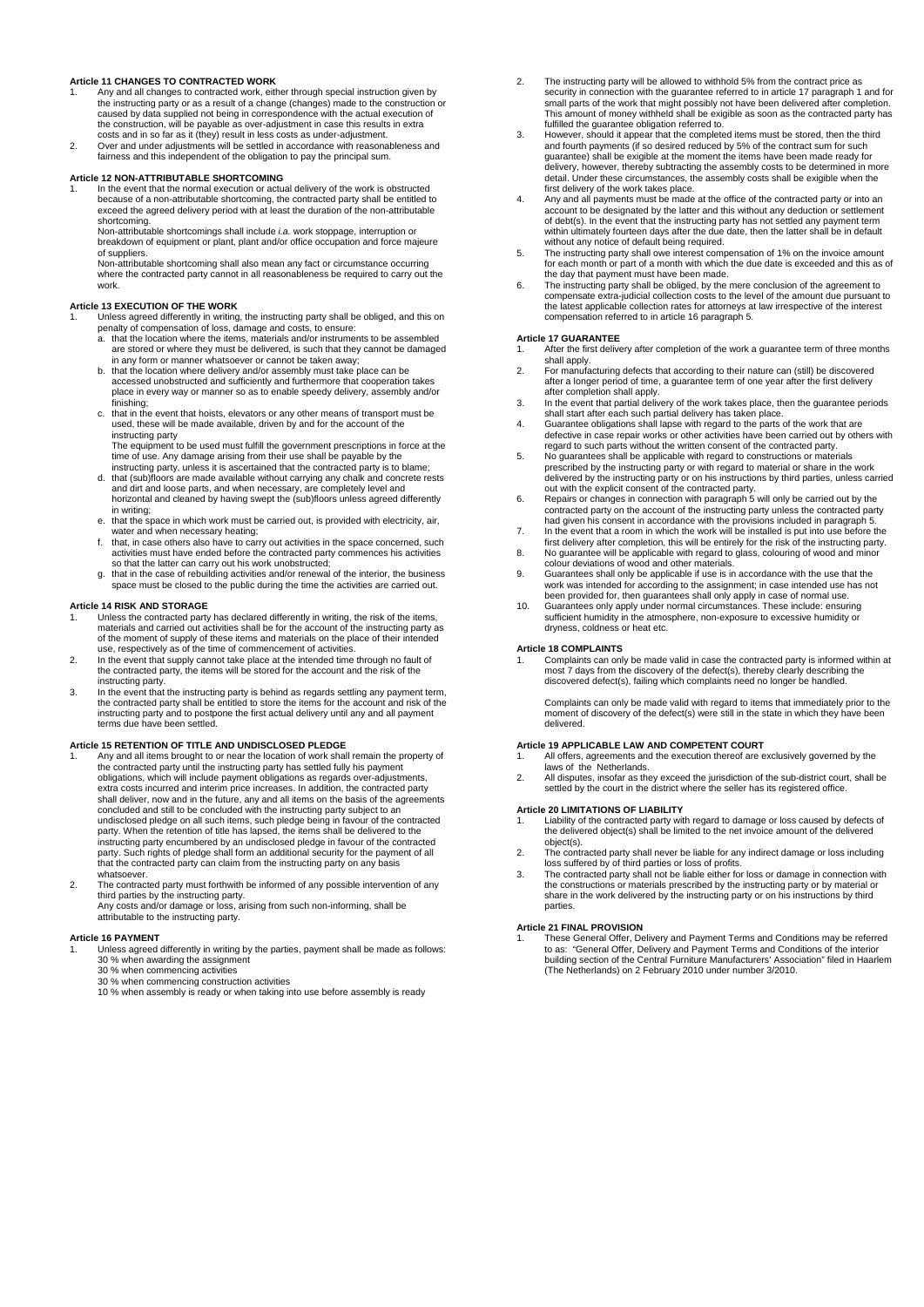**Article 11 CHANGES TO CONTRACTED WORK**

1. Any and all changes to contracted work, either through special instruction given by the instructing party or as a result of a change (changes) made to the construction or caused by data supplied not being in correspondence with the actual execution of the construction, will be payable as over-adjustment in case this results in extra costs and in so far as it (they) result in less costs as under-adjustment.
2. Over and under adjustments will be settled in accordance with reasonableness and fairness and this independent of the obligation to pay the principal sum.

**Article 12 NON-ATTRIBUTABLE SHORTCOMING**

1. In the event that the normal execution or actual delivery of the work is obstructed because of a non-attributable shortcoming, the contracted party shall be entitled to exceed the agreed delivery period with at least the duration of the non-attributable shortcoming.

   Non-attributable shortcomings shall include *i.a.* work stoppage, interruption or breakdown of equipment or plant, plant and/or office occupation and force majeure of suppliers.

   Non-attributable shortcoming shall also mean any fact or circumstance occurring where the contracted party cannot in all reasonableness be required to carry out the work.

**Article 13 EXECUTION OF THE WORK**

1. Unless agreed differently in writing, the instructing party shall be obliged, and this on penalty of compensation of loss, damage and costs, to ensure:
   a. that the location where the items, materials and/or instruments to be assembled are stored or where they must be delivered, is such that they cannot be damaged in any form or manner whatsoever or cannot be taken away;
   b. that the location where delivery and/or assembly must take place can be accessed unobstructed and sufficiently and furthermore that cooperation takes place in every way or manner so as to enable speedy delivery, assembly and/or finishing;
   c. that in the event that hoists, elevators or any other means of transport must be used, these will be made available, driven by and for the account of the instructing party

      The equipment to be used must fulfill the government prescriptions in force at the time of use. Any damage arising from their use shall be payable by the instructing party, unless it is ascertained that the contracted party is to blame;
   d. that (sub)floors are made available without carrying any chalk and concrete rests and dirt and loose parts, and when necessary, are completely level and horizontal and cleaned by having swept the (sub)floors unless agreed differently in writing;
   e. that the space in which work must be carried out, is provided with electricity, air, water and when necessary heating;
   f. that, in case others also have to carry out activities in the space concerned, such activities must have ended before the contracted party commences his activities so that the latter can carry out his work unobstructed;
   g. that in the case of rebuilding activities and/or renewal of the interior, the business space must be closed to the public during the time the activities are carried out.

**Article 14 RISK AND STORAGE**

1. Unless the contracted party has declared differently in writing, the risk of the items, materials and carried out activities shall be for the account of the instructing party as of the moment of supply of these items and materials on the place of their intended use, respectively as of the time of commencement of activities.
2. In the event that supply cannot take place at the intended time through no fault of the contracted party, the items will be stored for the account and the risk of the instructing party.
3. In the event that the instructing party is behind as regards settling any payment term, the contracted party shall be entitled to store the items for the account and risk of the instructing party and to postpone the first actual delivery until any and all payment terms due have been settled.

**Article 15 RETENTION OF TITLE AND UNDISCLOSED PLEDGE**

1. Any and all items brought to or near the location of work shall remain the property of the contracted party until the instructing party has settled fully his payment obligations, which will include payment obligations as regards over-adjustments, extra costs incurred and interim price increases. In addition, the contracted party shall deliver, now and in the future, any and all items on the basis of the agreements concluded and still to be concluded with the instructing party subject to an undisclosed pledge on all such items, such pledge being in favour of the contracted party. When the retention of title has lapsed, the items shall be delivered to the instructing party encumbered by an undisclosed pledge in favour of the contracted party. Such rights of pledge shall form an additional security for the payment of all that the contracted party can claim from the instructing party on any basis whatsoever.
2. The contracted party must forthwith be informed of any possible intervention of any third parties by the instructing party.

   Any costs and/or damage or loss, arising from such non-informing, shall be attributable to the instructing party.

**Article 16 PAYMENT**

1. Unless agreed differently in writing by the parties, payment shall be made as follows:

   30 % when awarding the assignment

   30 % when commencing activities

   30 % when commencing construction activities

   10 % when assembly is ready or when taking into use before assembly is ready
2. The instructing party will be allowed to withhold 5% from the contract price as security in connection with the guarantee referred to in article 17 paragraph 1 and for small parts of the work that might possibly not have been delivered after completion. This amount of money withheld shall be exigible as soon as the contracted party has fulfilled the guarantee obligation referred to.
3. However, should it appear that the completed items must be stored, then the third and fourth payments (if so desired reduced by 5% of the contract sum for such guarantee) shall be exigible at the moment the items have been made ready for delivery, however, thereby subtracting the assembly costs to be determined in more detail. Under these circumstances, the assembly costs shall be exigible when the first delivery of the work takes place.
4. Any and all payments must be made at the office of the contracted party or into an account to be designated by the latter and this without any deduction or settlement of debt(s). In the event that the instructing party has not settled any payment term within ultimately fourteen days after the due date, then the latter shall be in default without any notice of default being required.
5. The instructing party shall owe interest compensation of 1% on the invoice amount for each month or part of a month with which the due date is exceeded and this as of the day that payment must have been made.
6. The instructing party shall be obliged, by the mere conclusion of the agreement to compensate extra-judicial collection costs to the level of the amount due pursuant to the latest applicable collection rates for attorneys at law irrespective of the interest compensation referred to in article 16 paragraph 5.

**Article 17 GUARANTEE**

1. After the first delivery after completion of the work a guarantee term of three months shall apply.
2. For manufacturing defects that according to their nature can (still) be discovered after a longer period of time, a guarantee term of one year after the first delivery after completion shall apply.
3. In the event that partial delivery of the work takes place, then the guarantee periods shall start after each such partial delivery has taken place.
4. Guarantee obligations shall lapse with regard to the parts of the work that are defective in case repair works or other activities have been carried out by others with regard to such parts without the written consent of the contracted party.
5. No guarantees shall be applicable with regard to constructions or materials prescribed by the instructing party or with regard to material or share in the work delivered by the instructing party or on his instructions by third parties, unless carried out with the explicit consent of the contracted party.
6. Repairs or changes in connection with paragraph 5 will only be carried out by the contracted party on the account of the instructing party unless the contracted party had given his consent in accordance with the provisions included in paragraph 5.
7. In the event that a room in which the work will be installed is put into use before the first delivery after completion, this will be entirely for the risk of the instructing party.
8. No guarantee will be applicable with regard to glass, colouring of wood and minor colour deviations of wood and other materials.
9. Guarantees shall only be applicable if use is in accordance with the use that the work was intended for according to the assignment; in case intended use has not been provided for, then guarantees shall only apply in case of normal use.
10. Guarantees only apply under normal circumstances. These include: ensuring sufficient humidity in the atmosphere, non-exposure to excessive humidity or dryness, coldness or heat etc.

**Article 18 COMPLAINTS**

1. Complaints can only be made valid in case the contracted party is informed within at most 7 days from the discovery of the defect(s), thereby clearly describing the discovered defect(s), failing which complaints need no longer be handled.

   Complaints can only be made valid with regard to items that immediately prior to the moment of discovery of the defect(s) were still in the state in which they have been delivered.

**Article 19 APPLICABLE LAW AND COMPETENT COURT**

1. All offers, agreements and the execution thereof are exclusively governed by the laws of the Netherlands.
2. All disputes, insofar as they exceed the jurisdiction of the sub-district court, shall be settled by the court in the district where the seller has its registered office.

**Article 20 LIMITATIONS OF LIABILITY**

1. Liability of the contracted party with regard to damage or loss caused by defects of the delivered object(s) shall be limited to the net invoice amount of the delivered object(s).
2. The contracted party shall never be liable for any indirect damage or loss including loss suffered by of third parties or loss of profits.
3. The contracted party shall not be liable either for loss or damage in connection with the constructions or materials prescribed by the instructing party or by material or share in the work delivered by the instructing party or on his instructions by third parties.

**Article 21 FINAL PROVISION**

1. These General Offer, Delivery and Payment Terms and Conditions may be referred to as: "General Offer, Delivery and Payment Terms and Conditions of the interior building section of the Central Furniture Manufacturers' Association" filed in Haarlem (The Netherlands) on 2 February 2010 under number 3/2010.